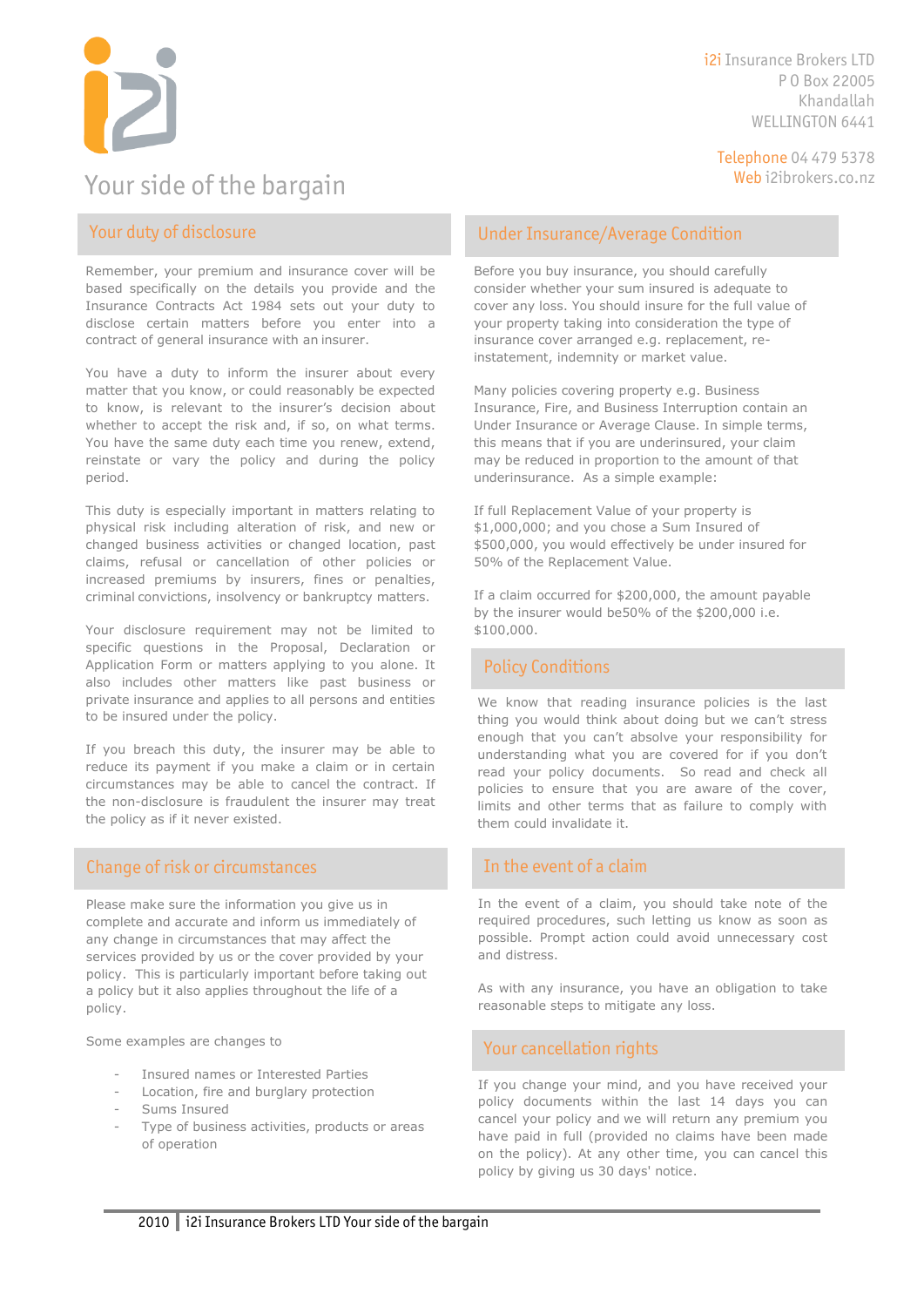i2i Insurance Brokers LTD
P O Box 22005
Khandallah
WELLINGTON 6441

Telephone 04 479 5378
Web i2ibrokers.co.nz

# Your side of the bargain

## Your duty of disclosure

Remember, your premium and insurance cover will be based specifically on the details you provide and the Insurance Contracts Act 1984 sets out your duty to disclose certain matters before you enter into a contract of general insurance with an insurer.

You have a duty to inform the insurer about every matter that you know, or could reasonably be expected to know, is relevant to the insurer's decision about whether to accept the risk and, if so, on what terms. You have the same duty each time you renew, extend, reinstate or vary the policy and during the policy period.

This duty is especially important in matters relating to physical risk including alteration of risk, and new or changed business activities or changed location, past claims, refusal or cancellation of other policies or increased premiums by insurers, fines or penalties, criminal convictions, insolvency or bankruptcy matters.

Your disclosure requirement may not be limited to specific questions in the Proposal, Declaration or Application Form or matters applying to you alone. It also includes other matters like past business or private insurance and applies to all persons and entities to be insured under the policy.

If you breach this duty, the insurer may be able to reduce its payment if you make a claim or in certain circumstances may be able to cancel the contract. If the non-disclosure is fraudulent the insurer may treat the policy as if it never existed.

## Change of risk or circumstances

Please make sure the information you give us in complete and accurate and inform us immediately of any change in circumstances that may affect the services provided by us or the cover provided by your policy. This is particularly important before taking out a policy but it also applies throughout the life of a policy.

Some examples are changes to

- Insured names or Interested Parties
- Location, fire and burglary protection
- Sums Insured
- Type of business activities, products or areas of operation

## Under Insurance/Average Condition

Before you buy insurance, you should carefully consider whether your sum insured is adequate to cover any loss. You should insure for the full value of your property taking into consideration the type of insurance cover arranged e.g. replacement, re-instatement, indemnity or market value.

Many policies covering property e.g. Business Insurance, Fire, and Business Interruption contain an Under Insurance or Average Clause. In simple terms, this means that if you are underinsured, your claim may be reduced in proportion to the amount of that underinsurance. As a simple example:

If full Replacement Value of your property is $1,000,000; and you chose a Sum Insured of $500,000, you would effectively be under insured for 50% of the Replacement Value.

If a claim occurred for $200,000, the amount payable by the insurer would be50% of the $200,000 i.e. $100,000.

## Policy Conditions

We know that reading insurance policies is the last thing you would think about doing but we can't stress enough that you can't absolve your responsibility for understanding what you are covered for if you don't read your policy documents. So read and check all policies to ensure that you are aware of the cover, limits and other terms that as failure to comply with them could invalidate it.

## In the event of a claim

In the event of a claim, you should take note of the required procedures, such letting us know as soon as possible. Prompt action could avoid unnecessary cost and distress.

As with any insurance, you have an obligation to take reasonable steps to mitigate any loss.

## Your cancellation rights

If you change your mind, and you have received your policy documents within the last 14 days you can cancel your policy and we will return any premium you have paid in full (provided no claims have been made on the policy). At any other time, you can cancel this policy by giving us 30 days' notice.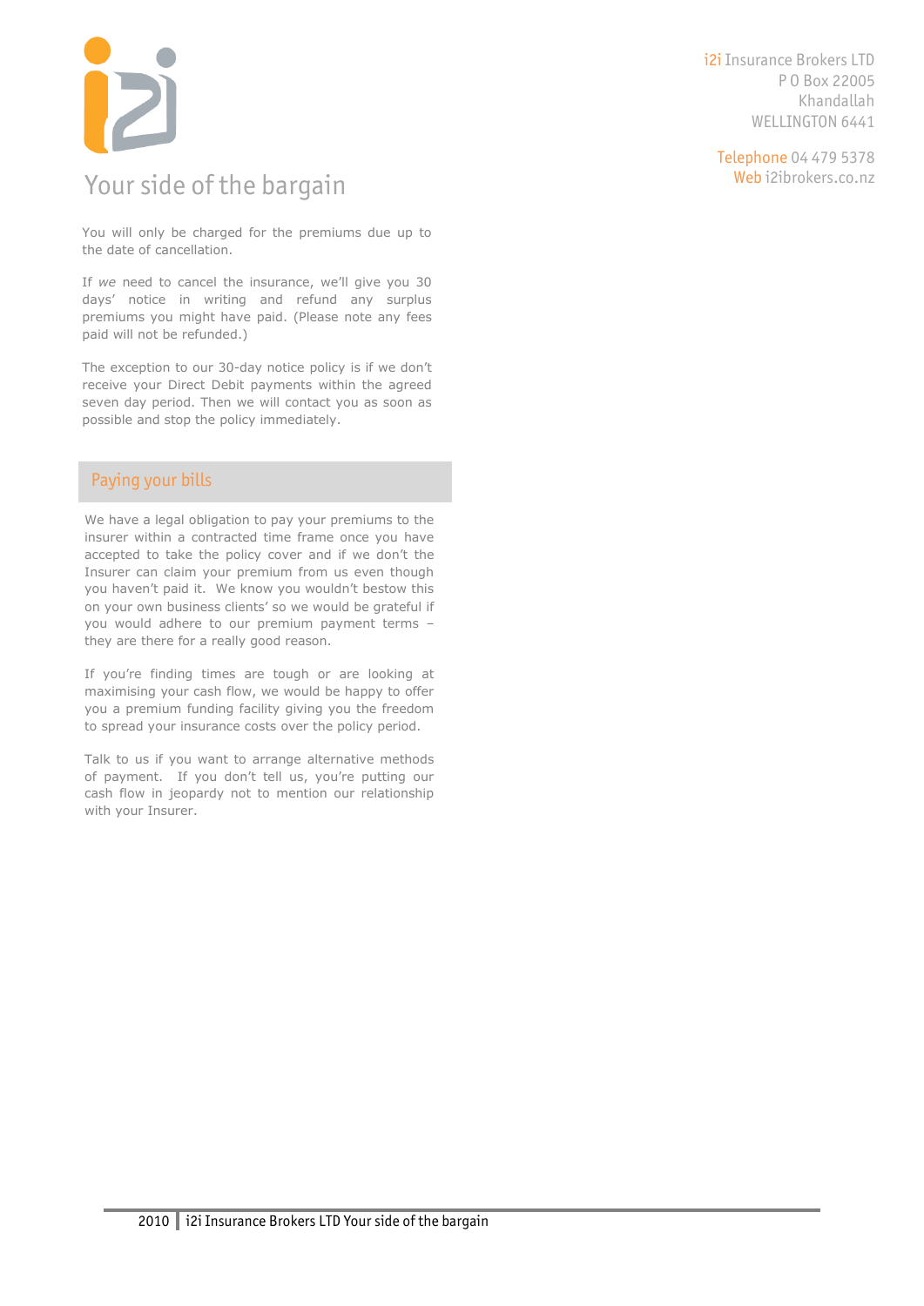# Your side of the bargain

i2i Insurance Brokers LTD
P O Box 22005
Khandallah
WELLINGTON 6441

Telephone 04 479 5378
Web i2ibrokers.co.nz

You will only be charged for the premiums due up to the date of cancellation.

If *we* need to cancel the insurance, we'll give you 30 days' notice in writing and refund any surplus premiums you might have paid. (Please note any fees paid will not be refunded.)

The exception to our 30-day notice policy is if we don't receive your Direct Debit payments within the agreed seven day period. Then we will contact you as soon as possible and stop the policy immediately.

## Paying your bills

We have a legal obligation to pay your premiums to the insurer within a contracted time frame once you have accepted to take the policy cover and if we don't the Insurer can claim your premium from us even though you haven't paid it. We know you wouldn't bestow this on your own business clients' so we would be grateful if you would adhere to our premium payment terms – they are there for a really good reason.

If you're finding times are tough or are looking at maximising your cash flow, we would be happy to offer you a premium funding facility giving you the freedom to spread your insurance costs over the policy period.

Talk to us if you want to arrange alternative methods of payment. If you don't tell us, you're putting our cash flow in jeopardy not to mention our relationship with your Insurer.